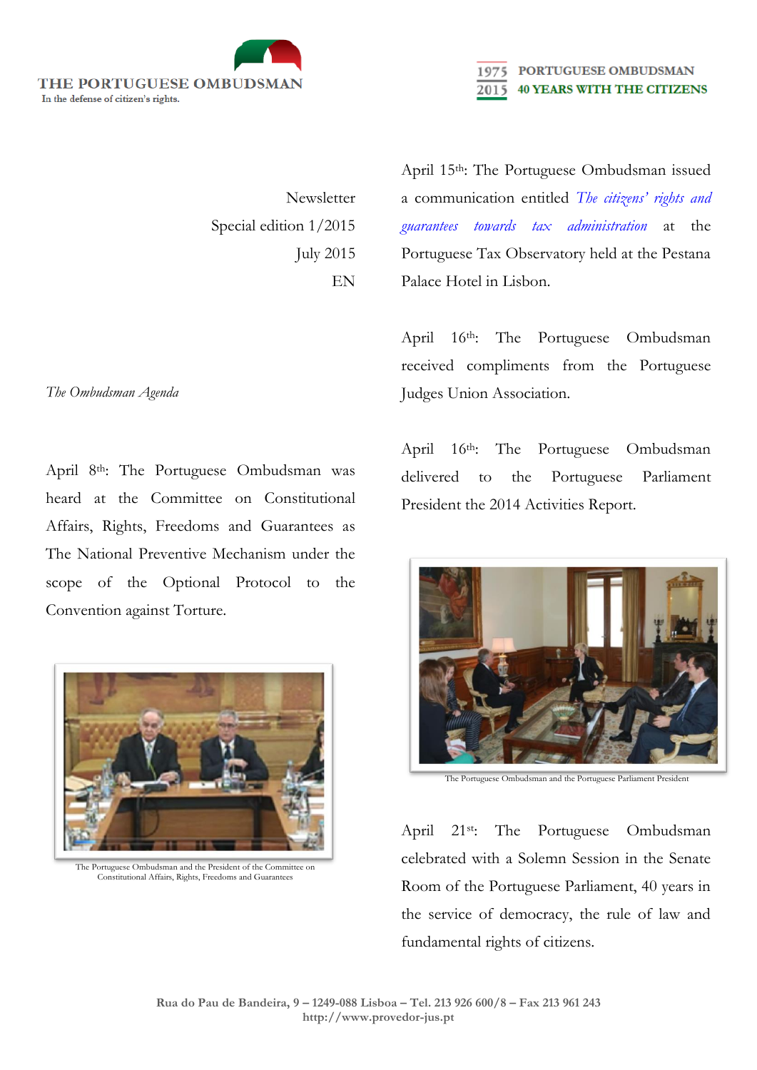THE PORTUGUESE OMBUDSMAN
In the defense of citizen's rights.

1975 PORTUGUESE OMBUDSMAN
2015 40 YEARS WITH THE CITIZENS

Newsletter
Special edition 1/2015
July 2015
EN

*The Ombudsman Agenda*

April 8th: The Portuguese Ombudsman was heard at the Committee on Constitutional Affairs, Rights, Freedoms and Guarantees as The National Preventive Mechanism under the scope of the Optional Protocol to the Convention against Torture.

The Portuguese Ombudsman and the President of the Committee on Constitutional Affairs, Rights, Freedoms and Guarantees

April 15th: The Portuguese Ombudsman issued a communication entitled *The citizens' rights and guarantees towards tax administration* at the Portuguese Tax Observatory held at the Pestana Palace Hotel in Lisbon.

April 16th: The Portuguese Ombudsman received compliments from the Portuguese Judges Union Association.

April 16th: The Portuguese Ombudsman delivered to the Portuguese Parliament President the 2014 Activities Report.

The Portuguese Ombudsman and the Portuguese Parliament President

April 21st: The Portuguese Ombudsman celebrated with a Solemn Session in the Senate Room of the Portuguese Parliament, 40 years in the service of democracy, the rule of law and fundamental rights of citizens.

Rua do Pau de Bandeira, 9 – 1249-088 Lisboa – Tel. 213 926 600/8 – Fax 213 961 243
http://www.provedor-jus.pt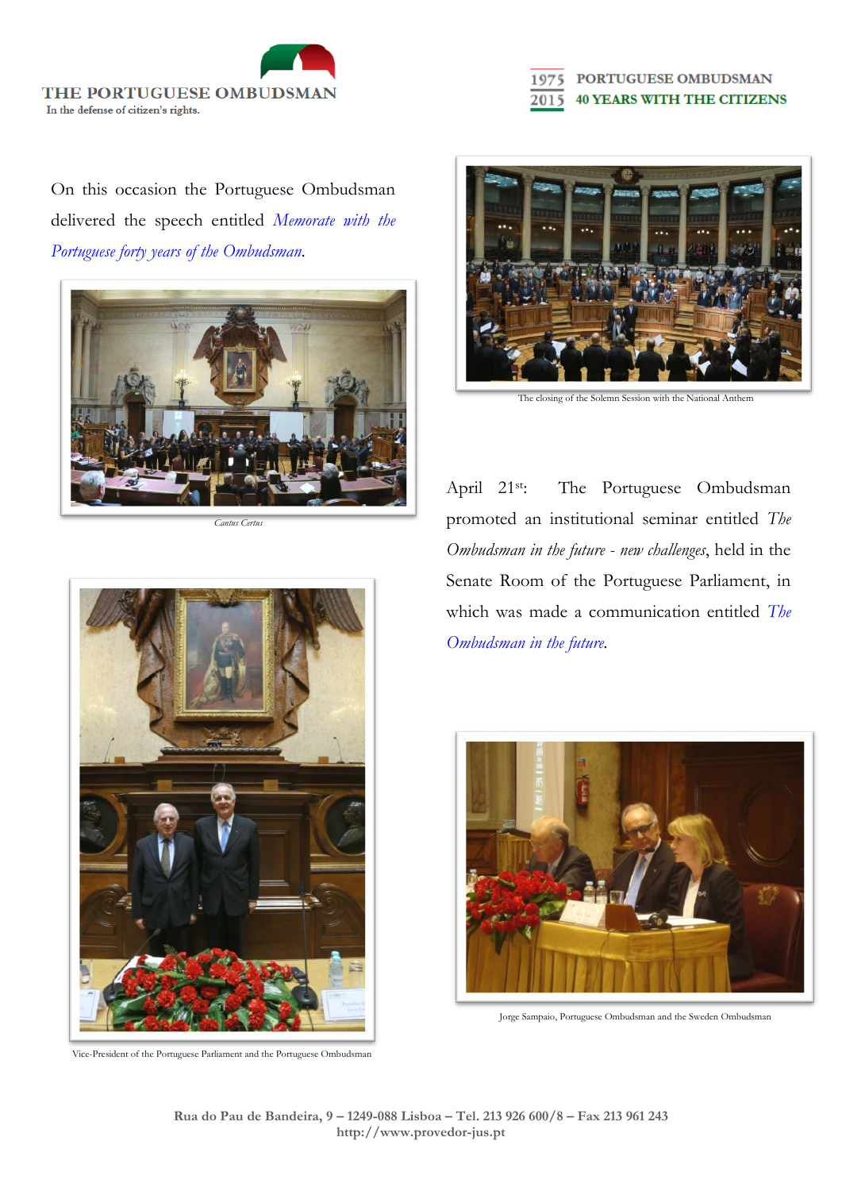On this occasion the Portuguese Ombudsman delivered the speech entitled *Memorate with the Portuguese forty years of the Ombudsman*.

Cantus Certus

The closing of the Solemn Session with the National Anthem

April 21st: The Portuguese Ombudsman promoted an institutional seminar entitled *The Ombudsman in the future - new challenges*, held in the Senate Room of the Portuguese Parliament, in which was made a communication entitled *The Ombudsman in the future*.

Vice-President of the Portuguese Parliament and the Portuguese Ombudsman

Jorge Sampaio, Portuguese Ombudsman and the Sweden Ombudsman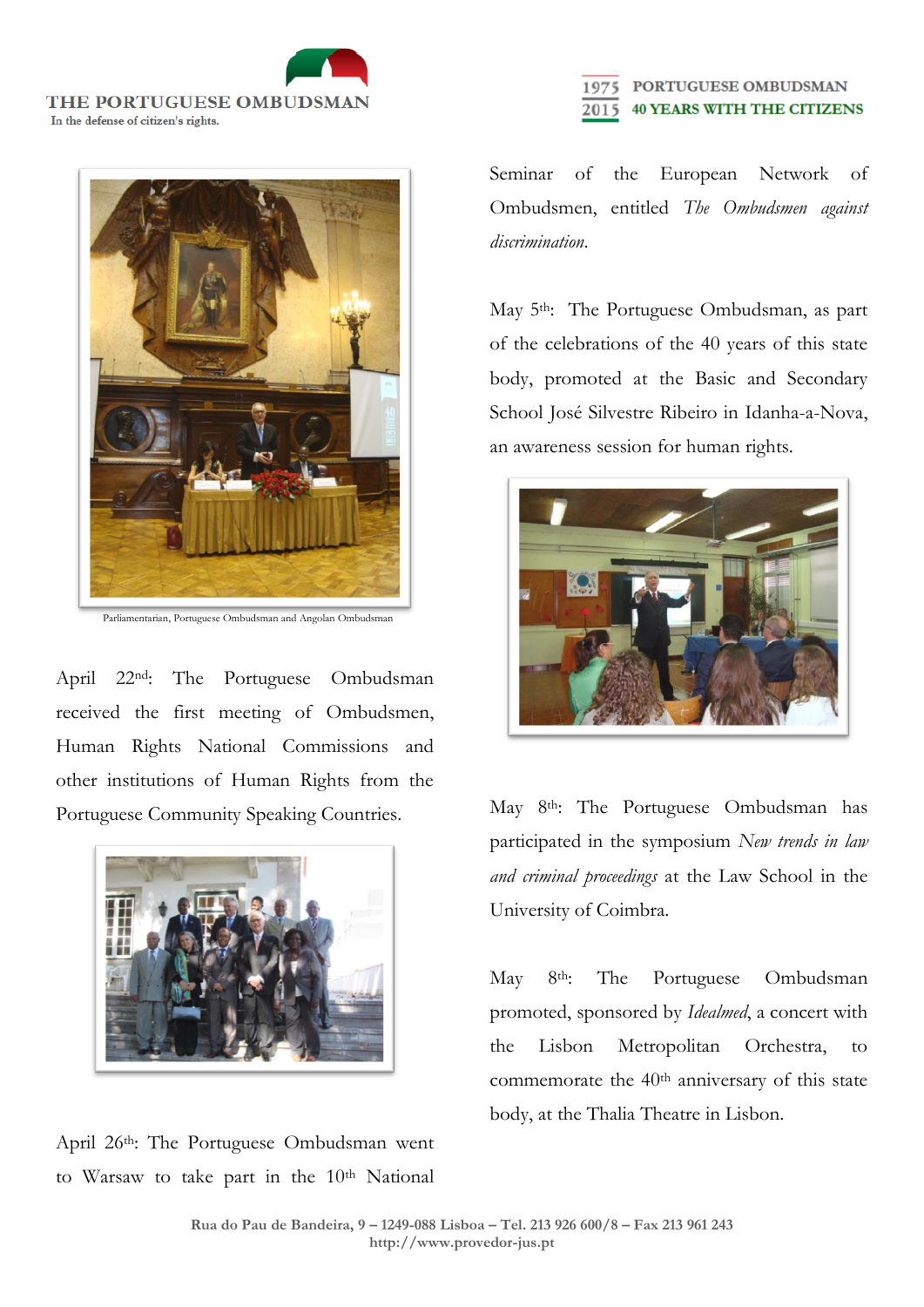Parliamentarian, Portuguese Ombudsman and Angolan Ombudsman

April 22nd: The Portuguese Ombudsman received the first meeting of Ombudsmen, Human Rights National Commissions and other institutions of Human Rights from the Portuguese Community Speaking Countries.

April 26th: The Portuguese Ombudsman went to Warsaw to take part in the 10th National Seminar of the European Network of Ombudsmen, entitled *The Ombudsmen against discrimination*.

May 5th: The Portuguese Ombudsman, as part of the celebrations of the 40 years of this state body, promoted at the Basic and Secondary School José Silvestre Ribeiro in Idanha-a-Nova, an awareness session for human rights.

May 8th: The Portuguese Ombudsman has participated in the symposium *New trends in law and criminal proceedings* at the Law School in the University of Coimbra.

May 8th: The Portuguese Ombudsman promoted, sponsored by *Idealmed*, a concert with the Lisbon Metropolitan Orchestra, to commemorate the 40th anniversary of this state body, at the Thalia Theatre in Lisbon.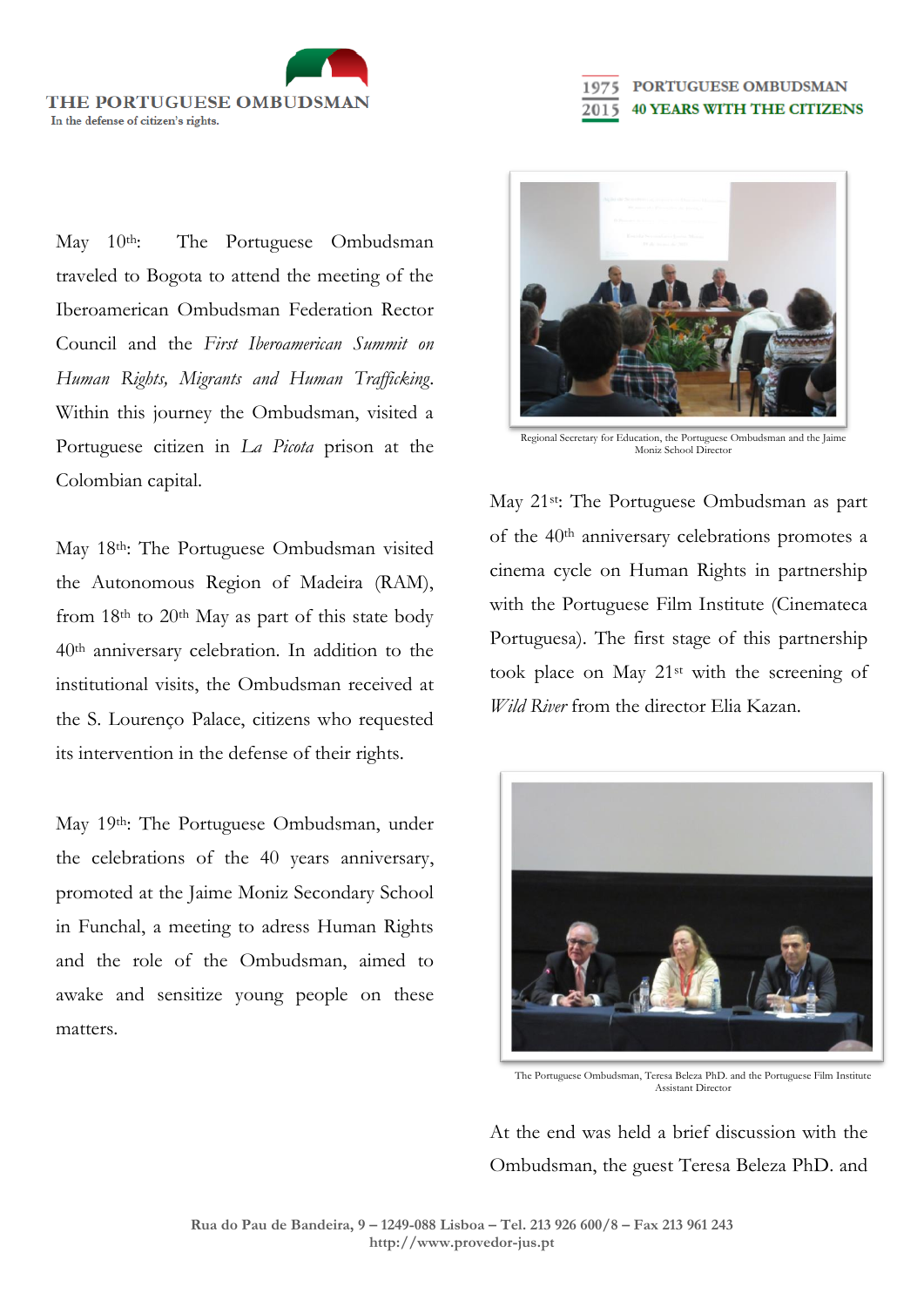May 10th: The Portuguese Ombudsman traveled to Bogota to attend the meeting of the Iberoamerican Ombudsman Federation Rector Council and the *First Iberoamerican Summit on Human Rights, Migrants and Human Trafficking*. Within this journey the Ombudsman, visited a Portuguese citizen in *La Picota* prison at the Colombian capital.

May 18th: The Portuguese Ombudsman visited the Autonomous Region of Madeira (RAM), from 18th to 20th May as part of this state body 40th anniversary celebration. In addition to the institutional visits, the Ombudsman received at the S. Lourenço Palace, citizens who requested its intervention in the defense of their rights.

May 19th: The Portuguese Ombudsman, under the celebrations of the 40 years anniversary, promoted at the Jaime Moniz Secondary School in Funchal, a meeting to adress Human Rights and the role of the Ombudsman, aimed to awake and sensitize young people on these matters.

Regional Secretary for Education, the Portuguese Ombudsman and the Jaime Moniz School Director

May 21st: The Portuguese Ombudsman as part of the 40th anniversary celebrations promotes a cinema cycle on Human Rights in partnership with the Portuguese Film Institute (Cinemateca Portuguesa). The first stage of this partnership took place on May 21st with the screening of *Wild River* from the director Elia Kazan.

The Portuguese Ombudsman, Teresa Beleza PhD. and the Portuguese Film Institute Assistant Director

At the end was held a brief discussion with the Ombudsman, the guest Teresa Beleza PhD. and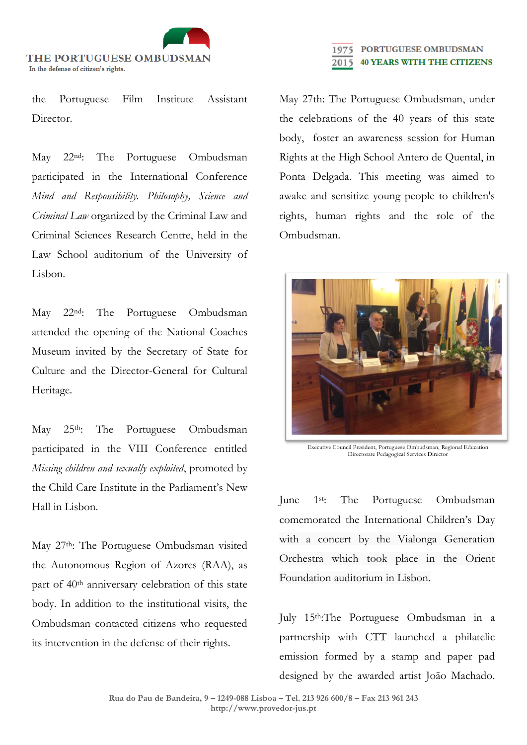the Portuguese Film Institute Assistant Director.

May 22nd: The Portuguese Ombudsman participated in the International Conference *Mind and Responsibility. Philosophy, Science and Criminal Law* organized by the Criminal Law and Criminal Sciences Research Centre, held in the Law School auditorium of the University of Lisbon.

May 22nd: The Portuguese Ombudsman attended the opening of the National Coaches Museum invited by the Secretary of State for Culture and the Director-General for Cultural Heritage.

May 25th: The Portuguese Ombudsman participated in the VIII Conference entitled *Missing children and sexually exploited*, promoted by the Child Care Institute in the Parliament's New Hall in Lisbon.

May 27th: The Portuguese Ombudsman visited the Autonomous Region of Azores (RAA), as part of 40th anniversary celebration of this state body. In addition to the institutional visits, the Ombudsman contacted citizens who requested its intervention in the defense of their rights.

May 27th: The Portuguese Ombudsman, under the celebrations of the 40 years of this state body, foster an awareness session for Human Rights at the High School Antero de Quental, in Ponta Delgada. This meeting was aimed to awake and sensitize young people to children's rights, human rights and the role of the Ombudsman.

Executive Council President, Portuguese Ombudsman, Regional Education Directorate Pedagogical Services Director

June 1st: The Portuguese Ombudsman comemorated the International Children's Day with a concert by the Vialonga Generation Orchestra which took place in the Orient Foundation auditorium in Lisbon.

July 15th:The Portuguese Ombudsman in a partnership with CTT launched a philatelic emission formed by a stamp and paper pad designed by the awarded artist João Machado.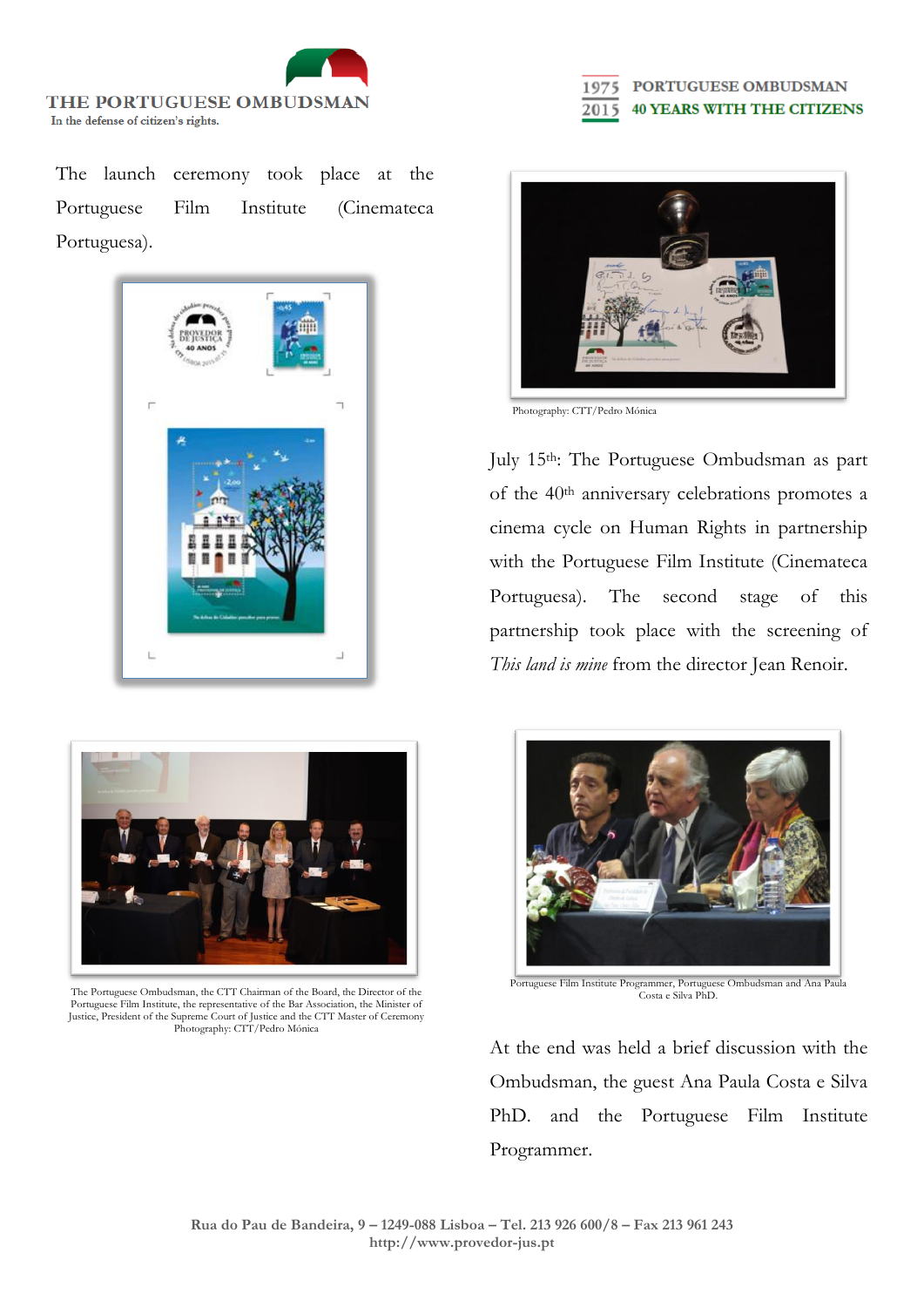The launch ceremony took place at the Portuguese Film Institute (Cinemateca Portuguesa).

Photography: CTT/Pedro Mónica

July 15th: The Portuguese Ombudsman as part of the 40th anniversary celebrations promotes a cinema cycle on Human Rights in partnership with the Portuguese Film Institute (Cinemateca Portuguesa). The second stage of this partnership took place with the screening of *This land is mine* from the director Jean Renoir.

The Portuguese Ombudsman, the CTT Chairman of the Board, the Director of the Portuguese Film Institute, the representative of the Bar Association, the Minister of Justice, President of the Supreme Court of Justice and the CTT Master of Ceremony
Photography: CTT/Pedro Mónica

Portuguese Film Institute Programmer, Portuguese Ombudsman and Ana Paula Costa e Silva PhD.

At the end was held a brief discussion with the Ombudsman, the guest Ana Paula Costa e Silva PhD. and the Portuguese Film Institute Programmer.